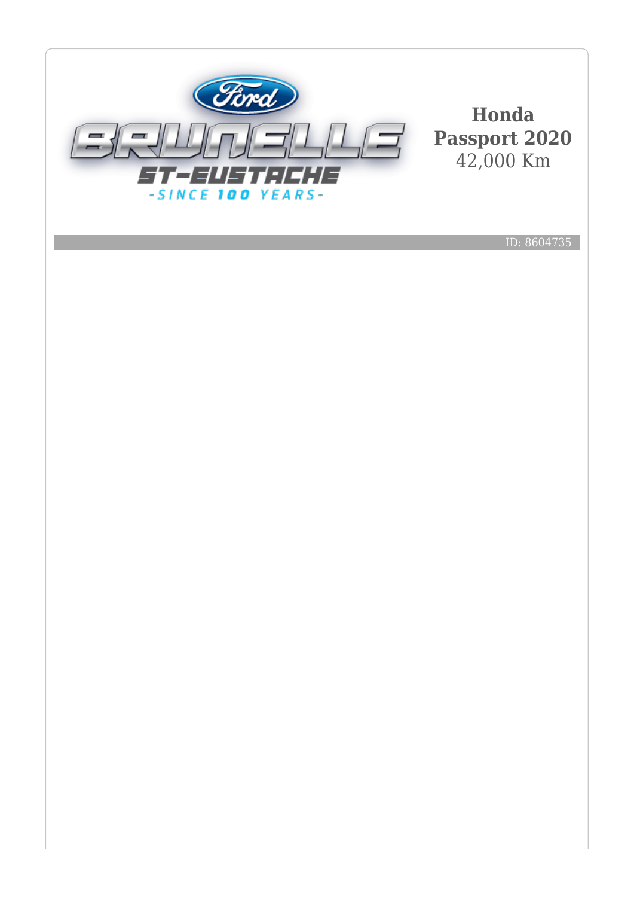**Honda Passport 2020**
42,000 Km

ID: 8604735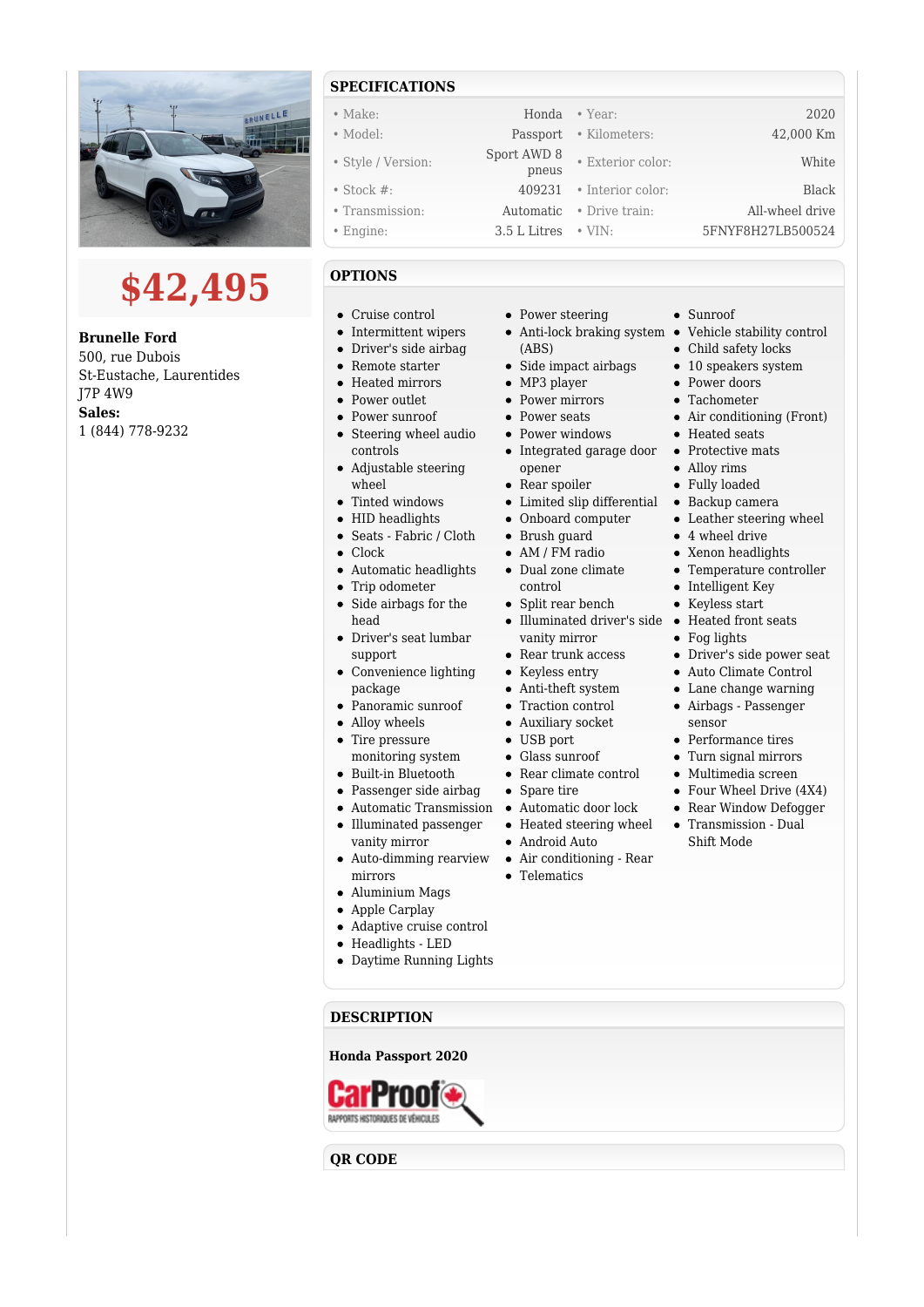**$42,495**

**Brunelle Ford**
500, rue Dubois
St-Eustache, Laurentides
J7P 4W9
**Sales:**
1 (844) 778-9232

## SPECIFICATIONS

| | | | |
|---|---|---|---|
| • Make: | Honda | • Year: | 2020 |
| • Model: | Passport | • Kilometers: | 42,000 Km |
| • Style / Version: | Sport AWD 8 pneus | • Exterior color: | White |
| • Stock #: | 409231 | • Interior color: | Black |
| • Transmission: | Automatic | • Drive train: | All-wheel drive |
| • Engine: | 3.5 L Litres | • VIN: | 5FNYF8H27LB500524 |

## OPTIONS

- Cruise control
- Intermittent wipers
- Driver's side airbag
- Remote starter
- Heated mirrors
- Power outlet
- Power sunroof
- Steering wheel audio controls
- Adjustable steering wheel
- Tinted windows
- HID headlights
- Seats - Fabric / Cloth
- Clock
- Automatic headlights
- Trip odometer
- Side airbags for the head
- Driver's seat lumbar support
- Convenience lighting package
- Panoramic sunroof
- Alloy wheels
- Tire pressure monitoring system
- Built-in Bluetooth
- Passenger side airbag
- Automatic Transmission
- Illuminated passenger vanity mirror
- Auto-dimming rearview mirrors
- Aluminium Mags
- Apple Carplay
- Adaptive cruise control
- Headlights - LED
- Daytime Running Lights
- Power steering
- Anti-lock braking system (ABS)
- Side impact airbags
- MP3 player
- Power mirrors
- Power seats
- Power windows
- Integrated garage door opener
- Rear spoiler
- Limited slip differential
- Onboard computer
- Brush guard
- AM / FM radio
- Dual zone climate control
- Split rear bench
- Illuminated driver's side vanity mirror
- Rear trunk access
- Keyless entry
- Anti-theft system
- Traction control
- Auxiliary socket
- USB port
- Glass sunroof
- Rear climate control
- Spare tire
- Automatic door lock
- Heated steering wheel
- Android Auto
- Air conditioning - Rear
- Telematics
- Sunroof
- Vehicle stability control
- Child safety locks
- 10 speakers system
- Power doors
- Tachometer
- Air conditioning (Front)
- Heated seats
- Protective mats
- Alloy rims
- Fully loaded
- Backup camera
- Leather steering wheel
- 4 wheel drive
- Xenon headlights
- Temperature controller
- Intelligent Key
- Keyless start
- Heated front seats
- Fog lights
- Driver's side power seat
- Auto Climate Control
- Lane change warning
- Airbags - Passenger sensor
- Performance tires
- Turn signal mirrors
- Multimedia screen
- Four Wheel Drive (4X4)
- Rear Window Defogger
- Transmission - Dual Shift Mode

## DESCRIPTION

**Honda Passport 2020**

CarProof
RAPPORTS HISTORIQUES DE VÉHICULES

## QR CODE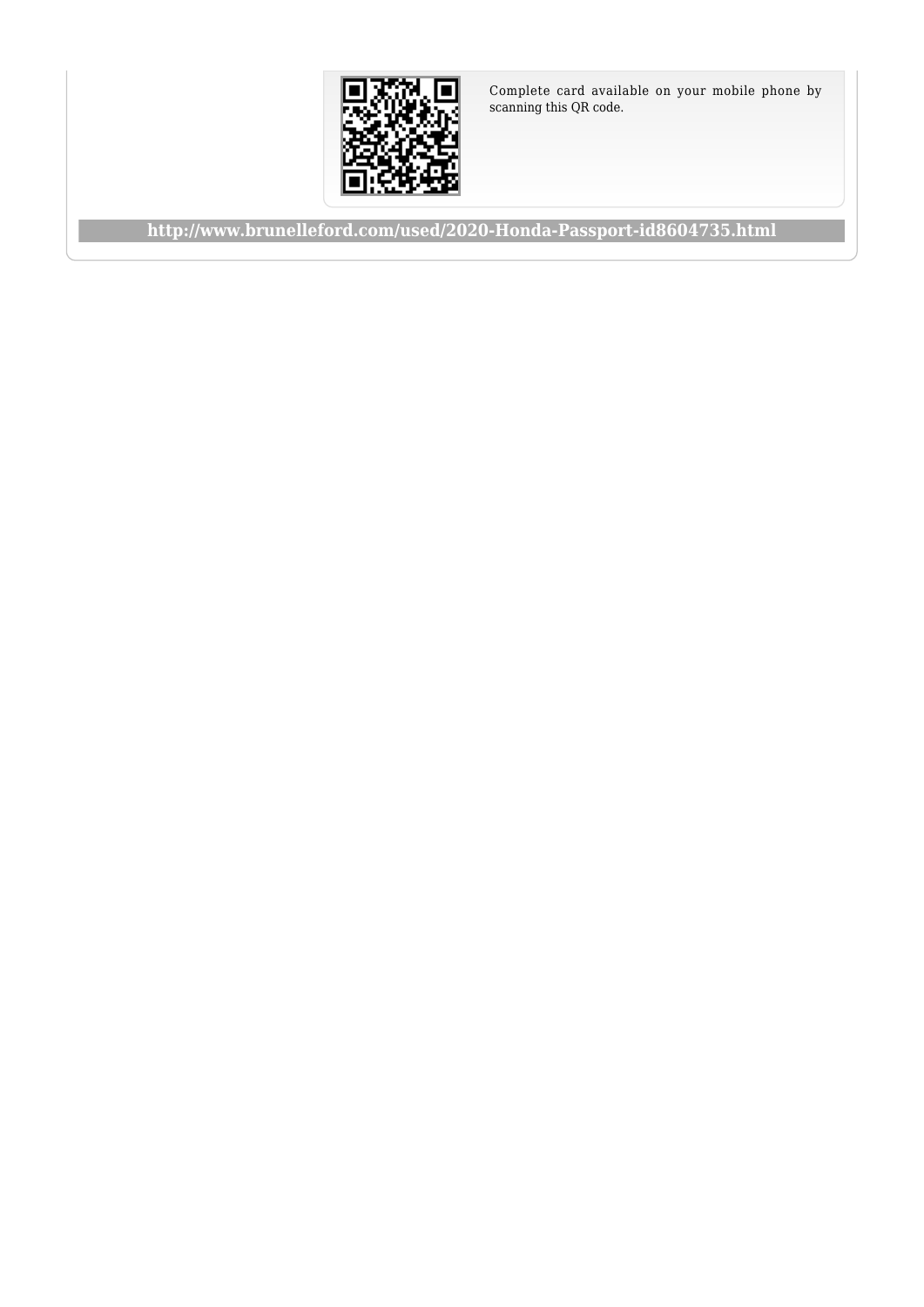Complete card available on your mobile phone by scanning this QR code.

**http://www.brunelleford.com/used/2020-Honda-Passport-id8604735.html**